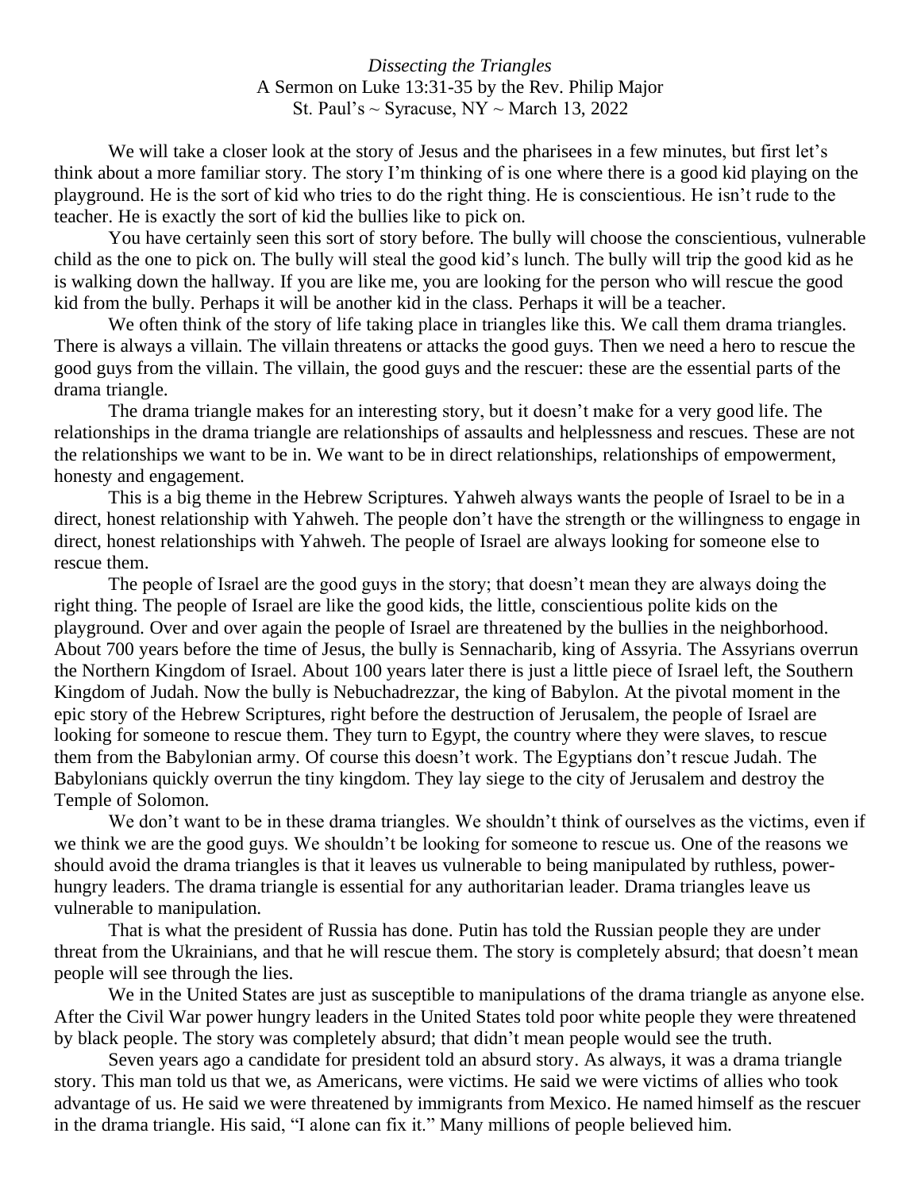*Dissecting the Triangles*

A Sermon on Luke 13:31-35 by the Rev. Philip Major

St. Paul's ~ Syracuse, NY ~ March 13, 2022

We will take a closer look at the story of Jesus and the pharisees in a few minutes, but first let's think about a more familiar story. The story I'm thinking of is one where there is a good kid playing on the playground. He is the sort of kid who tries to do the right thing. He is conscientious. He isn't rude to the teacher. He is exactly the sort of kid the bullies like to pick on.

You have certainly seen this sort of story before. The bully will choose the conscientious, vulnerable child as the one to pick on. The bully will steal the good kid's lunch. The bully will trip the good kid as he is walking down the hallway. If you are like me, you are looking for the person who will rescue the good kid from the bully. Perhaps it will be another kid in the class. Perhaps it will be a teacher.

We often think of the story of life taking place in triangles like this. We call them drama triangles. There is always a villain. The villain threatens or attacks the good guys. Then we need a hero to rescue the good guys from the villain. The villain, the good guys and the rescuer: these are the essential parts of the drama triangle.

The drama triangle makes for an interesting story, but it doesn't make for a very good life. The relationships in the drama triangle are relationships of assaults and helplessness and rescues. These are not the relationships we want to be in. We want to be in direct relationships, relationships of empowerment, honesty and engagement.

This is a big theme in the Hebrew Scriptures. Yahweh always wants the people of Israel to be in a direct, honest relationship with Yahweh. The people don't have the strength or the willingness to engage in direct, honest relationships with Yahweh. The people of Israel are always looking for someone else to rescue them.

The people of Israel are the good guys in the story; that doesn't mean they are always doing the right thing. The people of Israel are like the good kids, the little, conscientious polite kids on the playground. Over and over again the people of Israel are threatened by the bullies in the neighborhood. About 700 years before the time of Jesus, the bully is Sennacharib, king of Assyria. The Assyrians overrun the Northern Kingdom of Israel. About 100 years later there is just a little piece of Israel left, the Southern Kingdom of Judah. Now the bully is Nebuchadrezzar, the king of Babylon. At the pivotal moment in the epic story of the Hebrew Scriptures, right before the destruction of Jerusalem, the people of Israel are looking for someone to rescue them. They turn to Egypt, the country where they were slaves, to rescue them from the Babylonian army. Of course this doesn't work. The Egyptians don't rescue Judah. The Babylonians quickly overrun the tiny kingdom. They lay siege to the city of Jerusalem and destroy the Temple of Solomon.

We don't want to be in these drama triangles. We shouldn't think of ourselves as the victims, even if we think we are the good guys. We shouldn't be looking for someone to rescue us. One of the reasons we should avoid the drama triangles is that it leaves us vulnerable to being manipulated by ruthless, power-hungry leaders. The drama triangle is essential for any authoritarian leader. Drama triangles leave us vulnerable to manipulation.

That is what the president of Russia has done. Putin has told the Russian people they are under threat from the Ukrainians, and that he will rescue them. The story is completely absurd; that doesn't mean people will see through the lies.

We in the United States are just as susceptible to manipulations of the drama triangle as anyone else. After the Civil War power hungry leaders in the United States told poor white people they were threatened by black people. The story was completely absurd; that didn't mean people would see the truth.

Seven years ago a candidate for president told an absurd story. As always, it was a drama triangle story. This man told us that we, as Americans, were victims. He said we were victims of allies who took advantage of us. He said we were threatened by immigrants from Mexico. He named himself as the rescuer in the drama triangle. His said, "I alone can fix it." Many millions of people believed him.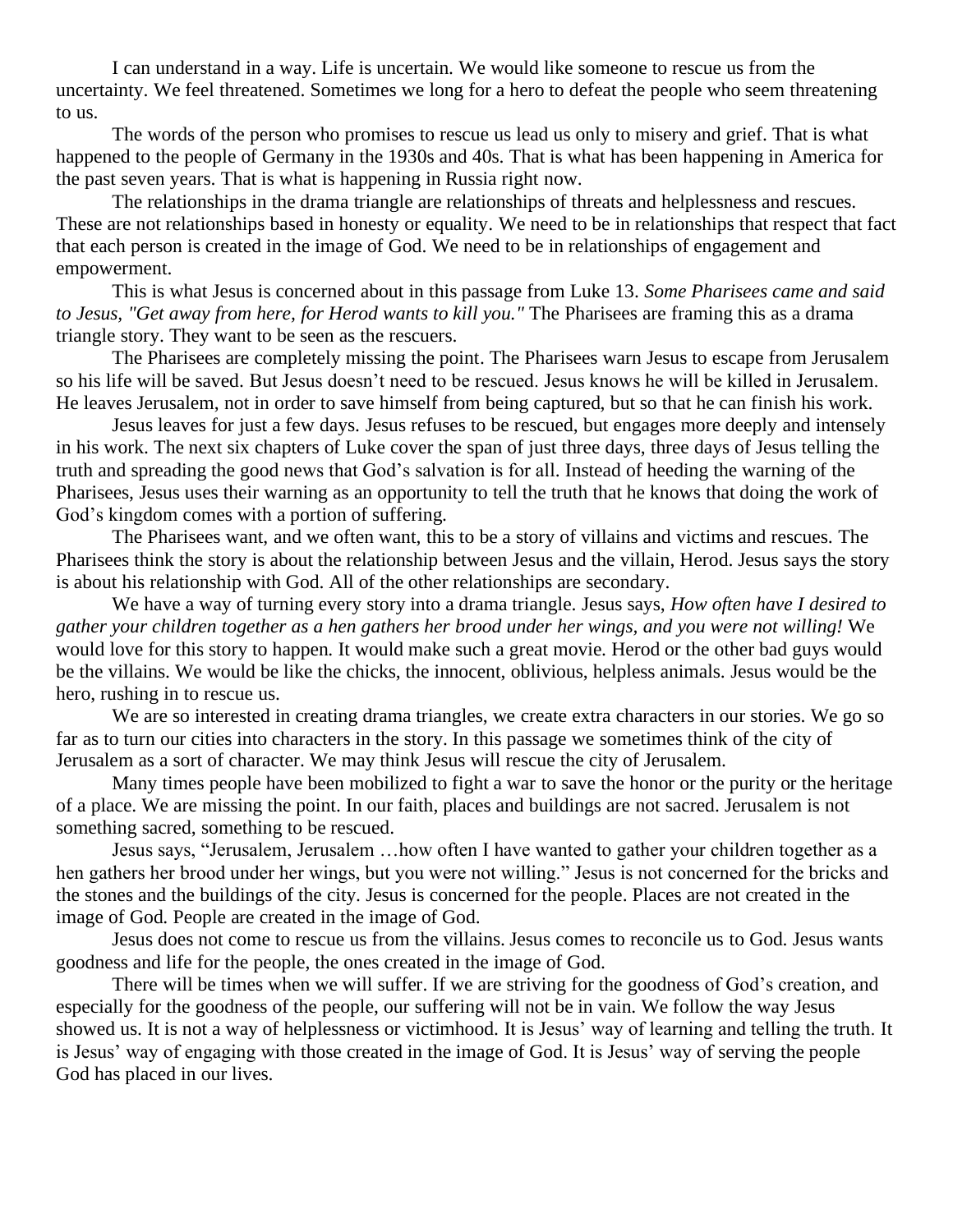I can understand in a way. Life is uncertain. We would like someone to rescue us from the uncertainty. We feel threatened. Sometimes we long for a hero to defeat the people who seem threatening to us.

The words of the person who promises to rescue us lead us only to misery and grief. That is what happened to the people of Germany in the 1930s and 40s. That is what has been happening in America for the past seven years. That is what is happening in Russia right now.

The relationships in the drama triangle are relationships of threats and helplessness and rescues. These are not relationships based in honesty or equality. We need to be in relationships that respect that fact that each person is created in the image of God. We need to be in relationships of engagement and empowerment.

This is what Jesus is concerned about in this passage from Luke 13. *Some Pharisees came and said to Jesus, "Get away from here, for Herod wants to kill you."* The Pharisees are framing this as a drama triangle story. They want to be seen as the rescuers.

The Pharisees are completely missing the point. The Pharisees warn Jesus to escape from Jerusalem so his life will be saved. But Jesus doesn't need to be rescued. Jesus knows he will be killed in Jerusalem. He leaves Jerusalem, not in order to save himself from being captured, but so that he can finish his work.

Jesus leaves for just a few days. Jesus refuses to be rescued, but engages more deeply and intensely in his work. The next six chapters of Luke cover the span of just three days, three days of Jesus telling the truth and spreading the good news that God's salvation is for all. Instead of heeding the warning of the Pharisees, Jesus uses their warning as an opportunity to tell the truth that he knows that doing the work of God's kingdom comes with a portion of suffering.

The Pharisees want, and we often want, this to be a story of villains and victims and rescues. The Pharisees think the story is about the relationship between Jesus and the villain, Herod. Jesus says the story is about his relationship with God. All of the other relationships are secondary.

We have a way of turning every story into a drama triangle. Jesus says, *How often have I desired to gather your children together as a hen gathers her brood under her wings, and you were not willing!* We would love for this story to happen. It would make such a great movie. Herod or the other bad guys would be the villains. We would be like the chicks, the innocent, oblivious, helpless animals. Jesus would be the hero, rushing in to rescue us.

We are so interested in creating drama triangles, we create extra characters in our stories. We go so far as to turn our cities into characters in the story. In this passage we sometimes think of the city of Jerusalem as a sort of character. We may think Jesus will rescue the city of Jerusalem.

Many times people have been mobilized to fight a war to save the honor or the purity or the heritage of a place. We are missing the point. In our faith, places and buildings are not sacred. Jerusalem is not something sacred, something to be rescued.

Jesus says, "Jerusalem, Jerusalem …how often I have wanted to gather your children together as a hen gathers her brood under her wings, but you were not willing." Jesus is not concerned for the bricks and the stones and the buildings of the city. Jesus is concerned for the people. Places are not created in the image of God. People are created in the image of God.

Jesus does not come to rescue us from the villains. Jesus comes to reconcile us to God. Jesus wants goodness and life for the people, the ones created in the image of God.

There will be times when we will suffer. If we are striving for the goodness of God's creation, and especially for the goodness of the people, our suffering will not be in vain. We follow the way Jesus showed us. It is not a way of helplessness or victimhood. It is Jesus' way of learning and telling the truth. It is Jesus' way of engaging with those created in the image of God. It is Jesus' way of serving the people God has placed in our lives.